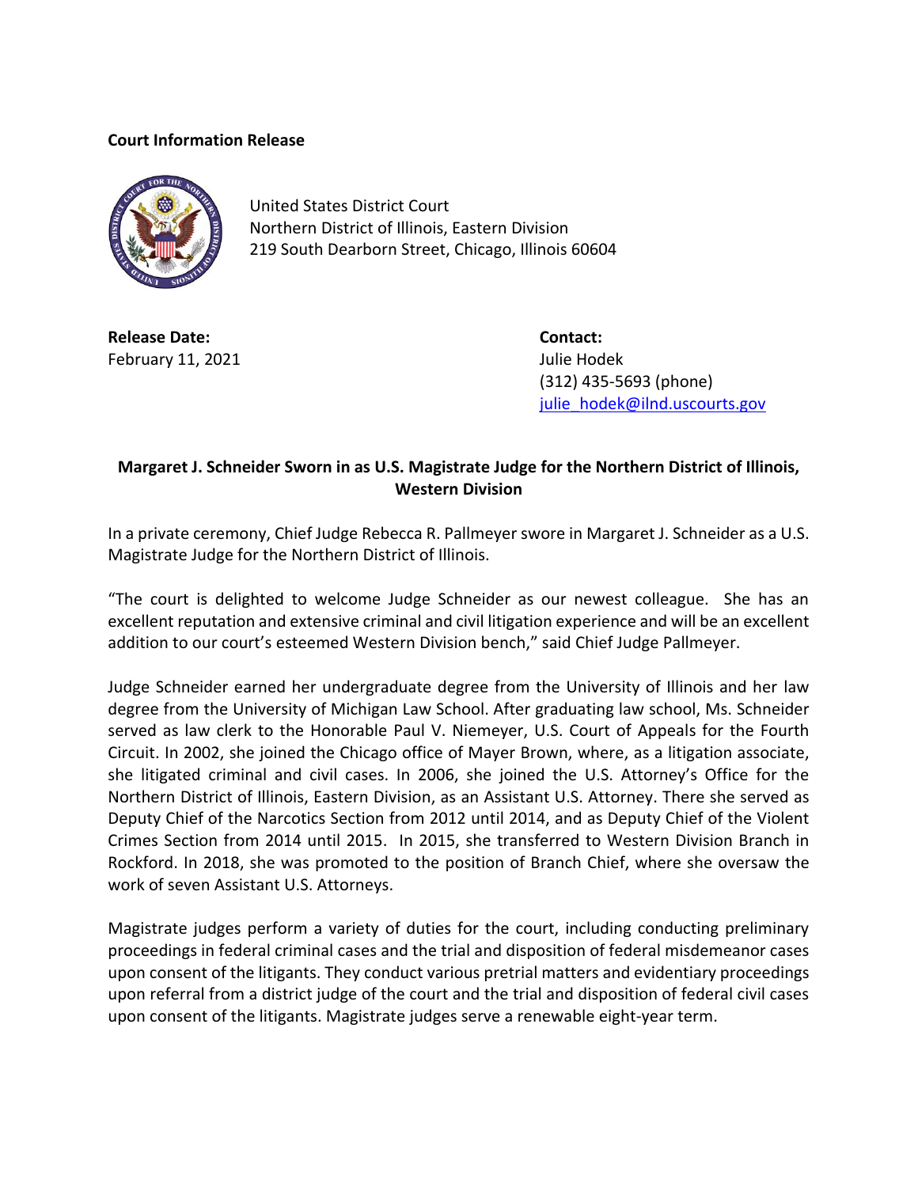**Court Information Release**

United States District Court
Northern District of Illinois, Eastern Division
219 South Dearborn Street, Chicago, Illinois 60604

**Release Date:**
February 11, 2021

**Contact:**
Julie Hodek
(312) 435-5693 (phone)
julie_hodek@ilnd.uscourts.gov

**Margaret J. Schneider Sworn in as U.S. Magistrate Judge for the Northern District of Illinois, Western Division**

In a private ceremony, Chief Judge Rebecca R. Pallmeyer swore in Margaret J. Schneider as a U.S. Magistrate Judge for the Northern District of Illinois.

"The court is delighted to welcome Judge Schneider as our newest colleague. She has an excellent reputation and extensive criminal and civil litigation experience and will be an excellent addition to our court's esteemed Western Division bench," said Chief Judge Pallmeyer.

Judge Schneider earned her undergraduate degree from the University of Illinois and her law degree from the University of Michigan Law School. After graduating law school, Ms. Schneider served as law clerk to the Honorable Paul V. Niemeyer, U.S. Court of Appeals for the Fourth Circuit. In 2002, she joined the Chicago office of Mayer Brown, where, as a litigation associate, she litigated criminal and civil cases. In 2006, she joined the U.S. Attorney's Office for the Northern District of Illinois, Eastern Division, as an Assistant U.S. Attorney. There she served as Deputy Chief of the Narcotics Section from 2012 until 2014, and as Deputy Chief of the Violent Crimes Section from 2014 until 2015. In 2015, she transferred to Western Division Branch in Rockford. In 2018, she was promoted to the position of Branch Chief, where she oversaw the work of seven Assistant U.S. Attorneys.

Magistrate judges perform a variety of duties for the court, including conducting preliminary proceedings in federal criminal cases and the trial and disposition of federal misdemeanor cases upon consent of the litigants. They conduct various pretrial matters and evidentiary proceedings upon referral from a district judge of the court and the trial and disposition of federal civil cases upon consent of the litigants. Magistrate judges serve a renewable eight-year term.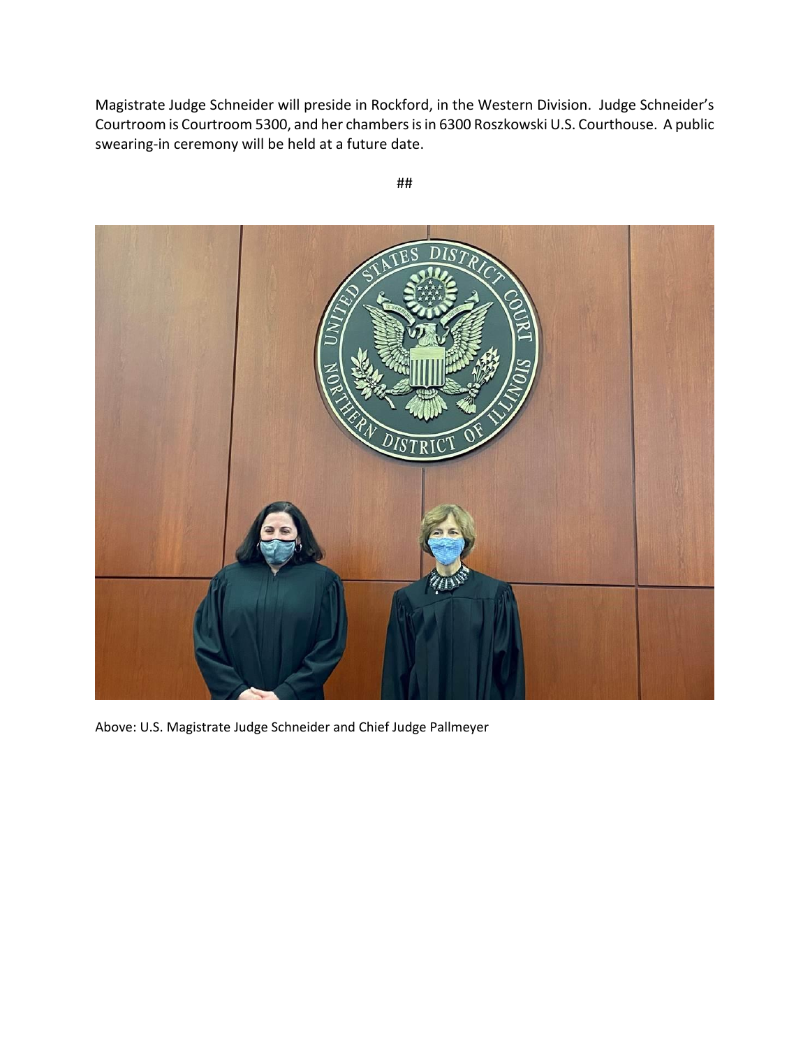Magistrate Judge Schneider will preside in Rockford, in the Western Division. Judge Schneider's Courtroom is Courtroom 5300, and her chambers is in 6300 Roszkowski U.S. Courthouse. A public swearing-in ceremony will be held at a future date.

##

Above: U.S. Magistrate Judge Schneider and Chief Judge Pallmeyer